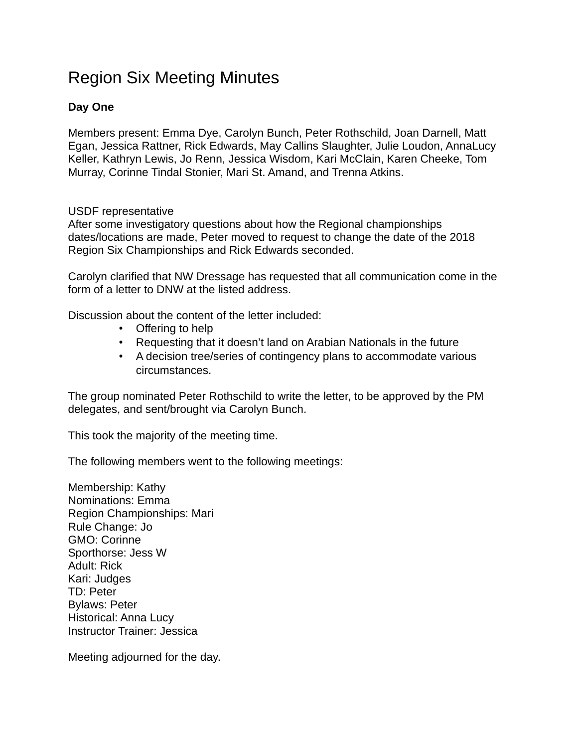# Region Six Meeting Minutes

**Day One**

Members present: Emma Dye, Carolyn Bunch, Peter Rothschild, Joan Darnell, Matt Egan, Jessica Rattner, Rick Edwards, May Callins Slaughter, Julie Loudon, AnnaLucy Keller, Kathryn Lewis, Jo Renn, Jessica Wisdom, Kari McClain, Karen Cheeke, Tom Murray, Corinne Tindal Stonier, Mari St. Amand, and Trenna Atkins.

USDF representative
After some investigatory questions about how the Regional championships dates/locations are made, Peter moved to request to change the date of the 2018 Region Six Championships and Rick Edwards seconded.

Carolyn clarified that NW Dressage has requested that all communication come in the form of a letter to DNW at the listed address.

Discussion about the content of the letter included:

- Offering to help
- Requesting that it doesn't land on Arabian Nationals in the future
- A decision tree/series of contingency plans to accommodate various circumstances.

The group nominated Peter Rothschild to write the letter, to be approved by the PM delegates, and sent/brought via Carolyn Bunch.

This took the majority of the meeting time.

The following members went to the following meetings:

Membership: Kathy
Nominations: Emma
Region Championships: Mari
Rule Change: Jo
GMO: Corinne
Sporthorse: Jess W
Adult: Rick
Kari: Judges
TD: Peter
Bylaws: Peter
Historical: Anna Lucy
Instructor Trainer: Jessica

Meeting adjourned for the day.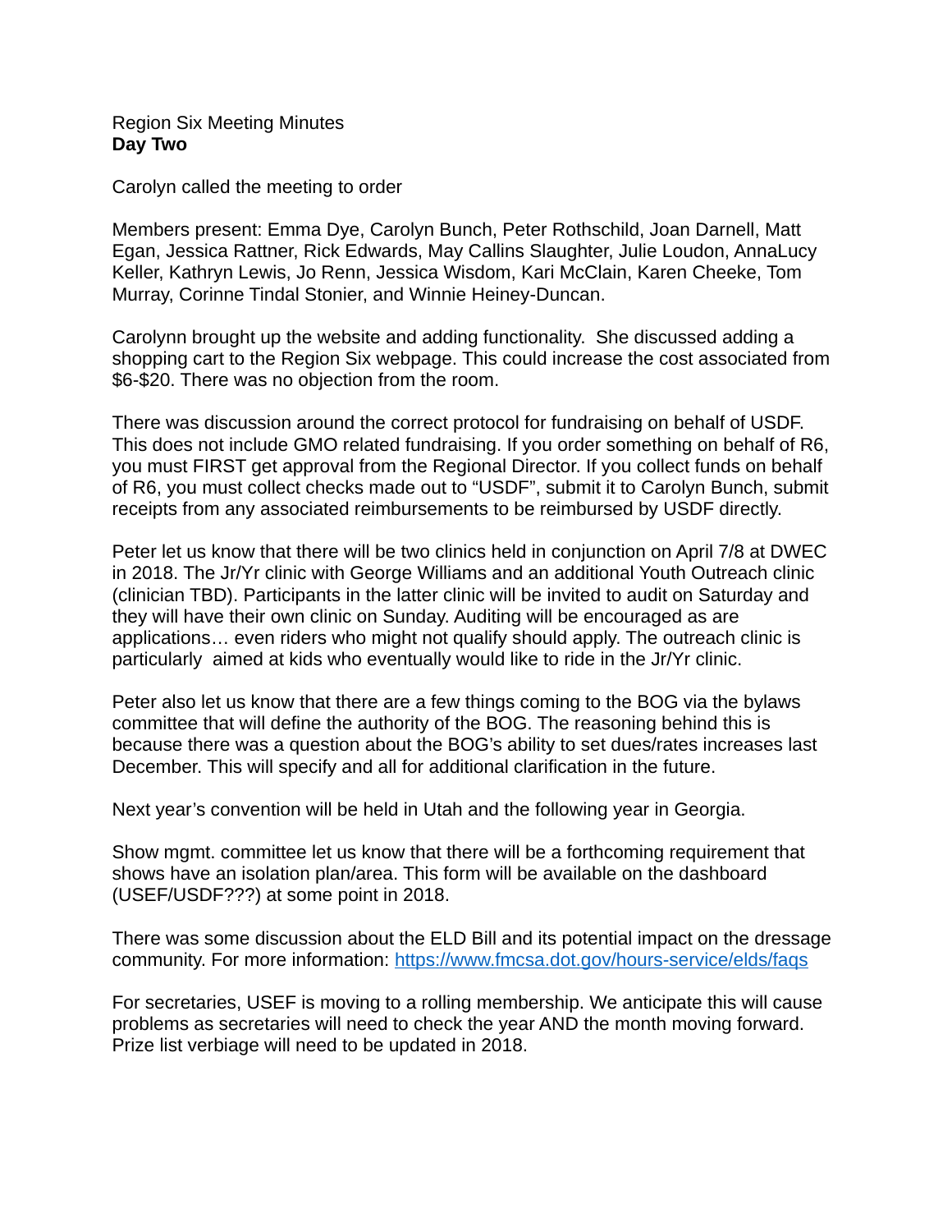Region Six Meeting Minutes
**Day Two**

Carolyn called the meeting to order

Members present: Emma Dye, Carolyn Bunch, Peter Rothschild, Joan Darnell, Matt Egan, Jessica Rattner, Rick Edwards, May Callins Slaughter, Julie Loudon, AnnaLucy Keller, Kathryn Lewis, Jo Renn, Jessica Wisdom, Kari McClain, Karen Cheeke, Tom Murray, Corinne Tindal Stonier, and Winnie Heiney-Duncan.

Carolynn brought up the website and adding functionality. She discussed adding a shopping cart to the Region Six webpage. This could increase the cost associated from $6-$20. There was no objection from the room.

There was discussion around the correct protocol for fundraising on behalf of USDF. This does not include GMO related fundraising. If you order something on behalf of R6, you must FIRST get approval from the Regional Director. If you collect funds on behalf of R6, you must collect checks made out to "USDF", submit it to Carolyn Bunch, submit receipts from any associated reimbursements to be reimbursed by USDF directly.

Peter let us know that there will be two clinics held in conjunction on April 7/8 at DWEC in 2018. The Jr/Yr clinic with George Williams and an additional Youth Outreach clinic (clinician TBD). Participants in the latter clinic will be invited to audit on Saturday and they will have their own clinic on Sunday. Auditing will be encouraged as are applications… even riders who might not qualify should apply. The outreach clinic is particularly aimed at kids who eventually would like to ride in the Jr/Yr clinic.

Peter also let us know that there are a few things coming to the BOG via the bylaws committee that will define the authority of the BOG. The reasoning behind this is because there was a question about the BOG's ability to set dues/rates increases last December. This will specify and all for additional clarification in the future.

Next year's convention will be held in Utah and the following year in Georgia.

Show mgmt. committee let us know that there will be a forthcoming requirement that shows have an isolation plan/area. This form will be available on the dashboard (USEF/USDF???) at some point in 2018.

There was some discussion about the ELD Bill and its potential impact on the dressage community. For more information: https://www.fmcsa.dot.gov/hours-service/elds/faqs

For secretaries, USEF is moving to a rolling membership. We anticipate this will cause problems as secretaries will need to check the year AND the month moving forward. Prize list verbiage will need to be updated in 2018.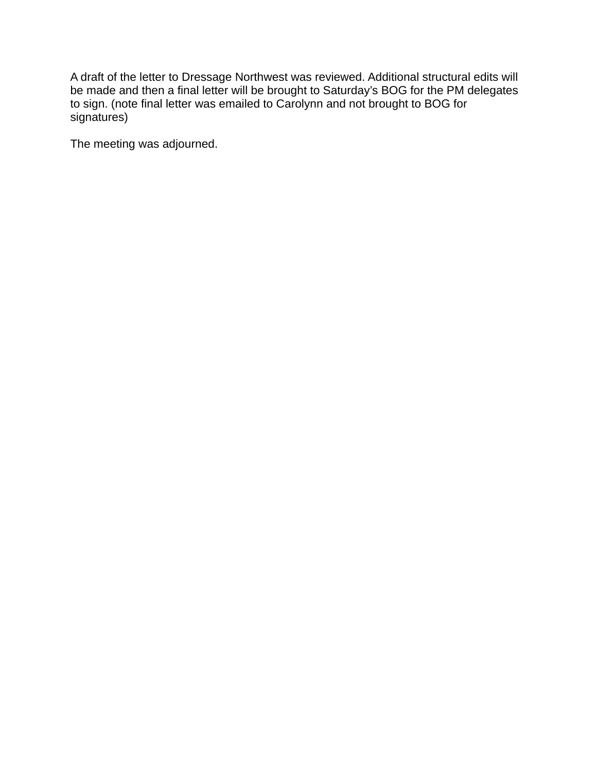A draft of the letter to Dressage Northwest was reviewed. Additional structural edits will be made and then a final letter will be brought to Saturday's BOG for the PM delegates to sign. (note final letter was emailed to Carolynn and not brought to BOG for signatures)

The meeting was adjourned.